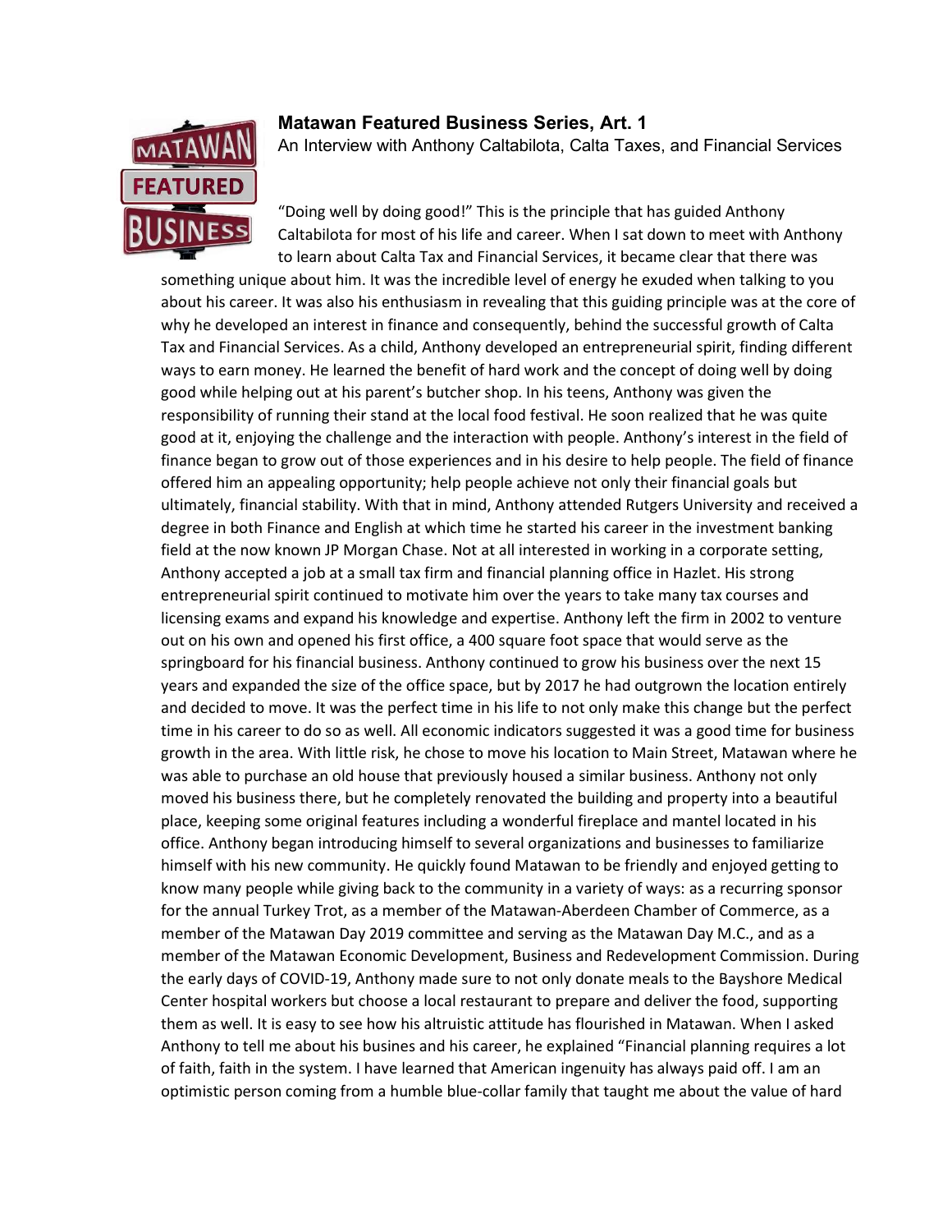**Matawan Featured Business Series, Art. 1**

An Interview with Anthony Caltabilota, Calta Taxes, and Financial Services

"Doing well by doing good!" This is the principle that has guided Anthony Caltabilota for most of his life and career. When I sat down to meet with Anthony to learn about Calta Tax and Financial Services, it became clear that there was something unique about him. It was the incredible level of energy he exuded when talking to you about his career. It was also his enthusiasm in revealing that this guiding principle was at the core of why he developed an interest in finance and consequently, behind the successful growth of Calta Tax and Financial Services. As a child, Anthony developed an entrepreneurial spirit, finding different ways to earn money. He learned the benefit of hard work and the concept of doing well by doing good while helping out at his parent's butcher shop. In his teens, Anthony was given the responsibility of running their stand at the local food festival. He soon realized that he was quite good at it, enjoying the challenge and the interaction with people. Anthony's interest in the field of finance began to grow out of those experiences and in his desire to help people. The field of finance offered him an appealing opportunity; help people achieve not only their financial goals but ultimately, financial stability. With that in mind, Anthony attended Rutgers University and received a degree in both Finance and English at which time he started his career in the investment banking field at the now known JP Morgan Chase. Not at all interested in working in a corporate setting, Anthony accepted a job at a small tax firm and financial planning office in Hazlet. His strong entrepreneurial spirit continued to motivate him over the years to take many tax courses and licensing exams and expand his knowledge and expertise. Anthony left the firm in 2002 to venture out on his own and opened his first office, a 400 square foot space that would serve as the springboard for his financial business. Anthony continued to grow his business over the next 15 years and expanded the size of the office space, but by 2017 he had outgrown the location entirely and decided to move. It was the perfect time in his life to not only make this change but the perfect time in his career to do so as well. All economic indicators suggested it was a good time for business growth in the area. With little risk, he chose to move his location to Main Street, Matawan where he was able to purchase an old house that previously housed a similar business. Anthony not only moved his business there, but he completely renovated the building and property into a beautiful place, keeping some original features including a wonderful fireplace and mantel located in his office. Anthony began introducing himself to several organizations and businesses to familiarize himself with his new community. He quickly found Matawan to be friendly and enjoyed getting to know many people while giving back to the community in a variety of ways: as a recurring sponsor for the annual Turkey Trot, as a member of the Matawan-Aberdeen Chamber of Commerce, as a member of the Matawan Day 2019 committee and serving as the Matawan Day M.C., and as a member of the Matawan Economic Development, Business and Redevelopment Commission. During the early days of COVID-19, Anthony made sure to not only donate meals to the Bayshore Medical Center hospital workers but choose a local restaurant to prepare and deliver the food, supporting them as well. It is easy to see how his altruistic attitude has flourished in Matawan. When I asked Anthony to tell me about his busines and his career, he explained "Financial planning requires a lot of faith, faith in the system. I have learned that American ingenuity has always paid off. I am an optimistic person coming from a humble blue-collar family that taught me about the value of hard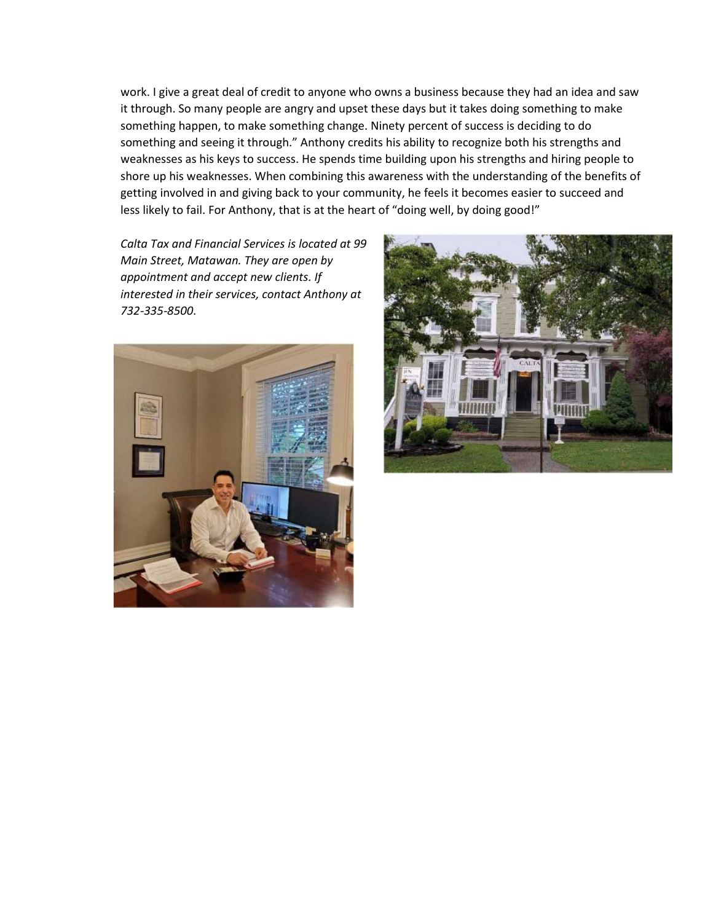work. I give a great deal of credit to anyone who owns a business because they had an idea and saw it through. So many people are angry and upset these days but it takes doing something to make something happen, to make something change. Ninety percent of success is deciding to do something and seeing it through." Anthony credits his ability to recognize both his strengths and weaknesses as his keys to success. He spends time building upon his strengths and hiring people to shore up his weaknesses. When combining this awareness with the understanding of the benefits of getting involved in and giving back to your community, he feels it becomes easier to succeed and less likely to fail. For Anthony, that is at the heart of "doing well, by doing good!"

*Calta Tax and Financial Services is located at 99 Main Street, Matawan. They are open by appointment and accept new clients. If interested in their services, contact Anthony at 732-335-8500.*